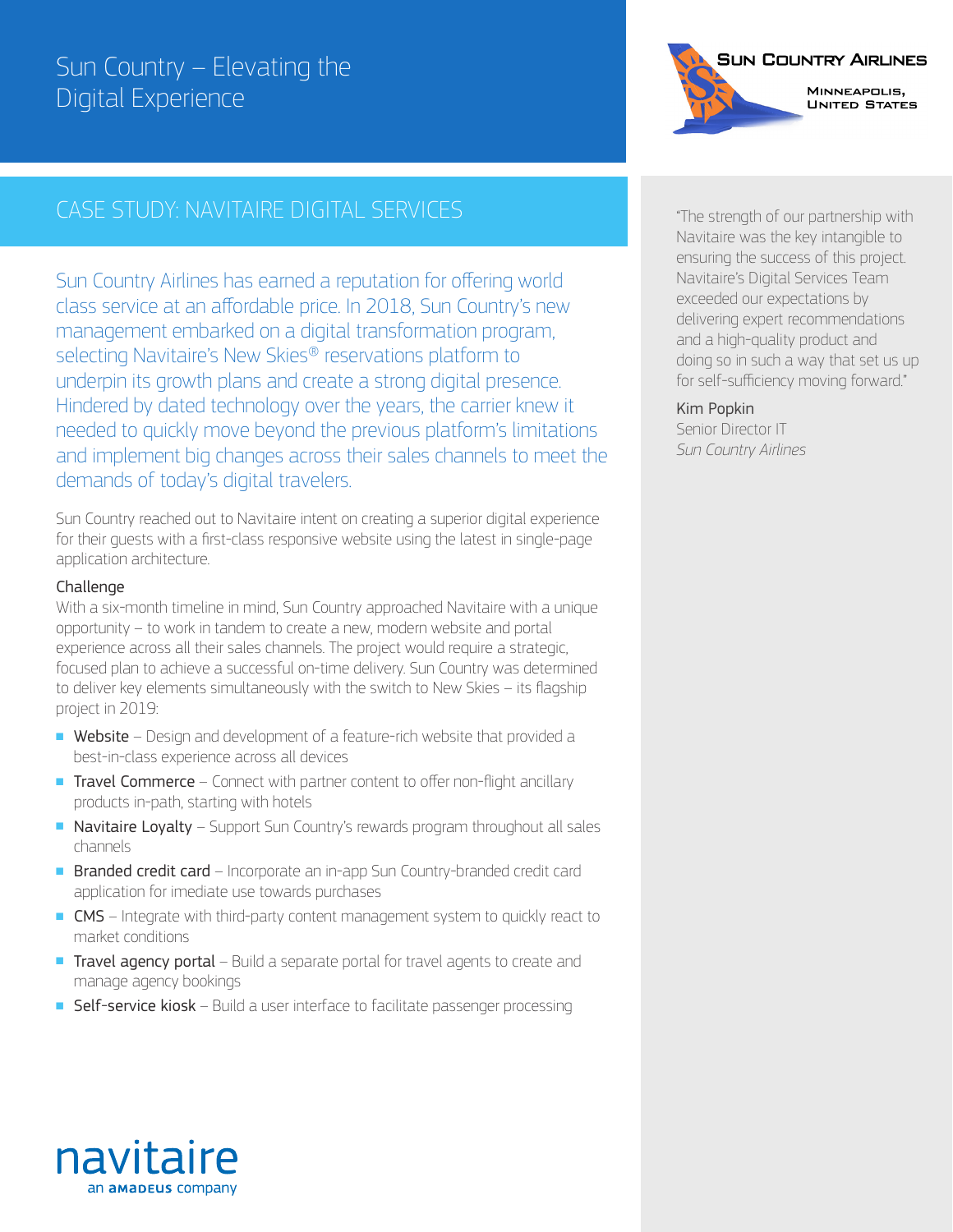# Sun Country – Elevating the Digital Experience

**Sun Country Airlines**
Minneapolis, United States

## CASE STUDY: NAVITAIRE DIGITAL SERVICES

Sun Country Airlines has earned a reputation for offering world class service at an affordable price. In 2018, Sun Country's new management embarked on a digital transformation program, selecting Navitaire's New Skies® reservations platform to underpin its growth plans and create a strong digital presence. Hindered by dated technology over the years, the carrier knew it needed to quickly move beyond the previous platform's limitations and implement big changes across their sales channels to meet the demands of today's digital travelers.

Sun Country reached out to Navitaire intent on creating a superior digital experience for their guests with a first-class responsive website using the latest in single-page application architecture.

### Challenge

With a six-month timeline in mind, Sun Country approached Navitaire with a unique opportunity – to work in tandem to create a new, modern website and portal experience across all their sales channels. The project would require a strategic, focused plan to achieve a successful on-time delivery. Sun Country was determined to deliver key elements simultaneously with the switch to New Skies – its flagship project in 2019:

- **Website** – Design and development of a feature-rich website that provided a best-in-class experience across all devices
- **Travel Commerce** – Connect with partner content to offer non-flight ancillary products in-path, starting with hotels
- **Navitaire Loyalty** – Support Sun Country's rewards program throughout all sales channels
- **Branded credit card** – Incorporate an in-app Sun Country-branded credit card application for imediate use towards purchases
- **CMS** – Integrate with third-party content management system to quickly react to market conditions
- **Travel agency portal** – Build a separate portal for travel agents to create and manage agency bookings
- **Self-service kiosk** – Build a user interface to facilitate passenger processing

"The strength of our partnership with Navitaire was the key intangible to ensuring the success of this project. Navitaire's Digital Services Team exceeded our expectations by delivering expert recommendations and a high-quality product and doing so in such a way that set us up for self-sufficiency moving forward."

Kim Popkin
Senior Director IT
*Sun Country Airlines*

navitaire
an amadeus company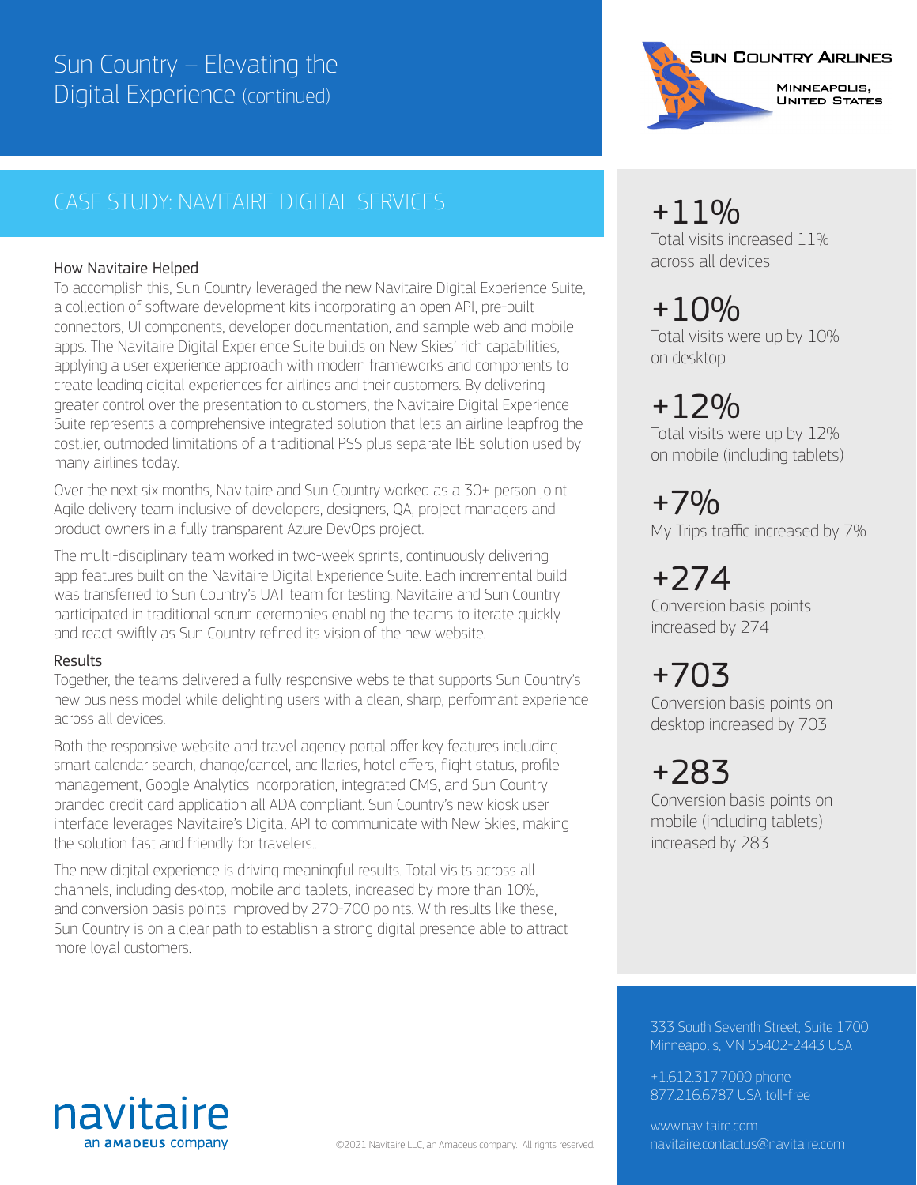# Sun Country – Elevating the Digital Experience (continued)

**Sun Country Airlines**
Minneapolis, United States

## CASE STUDY: NAVITAIRE DIGITAL SERVICES

### How Navitaire Helped

To accomplish this, Sun Country leveraged the new Navitaire Digital Experience Suite, a collection of software development kits incorporating an open API, pre-built connectors, UI components, developer documentation, and sample web and mobile apps. The Navitaire Digital Experience Suite builds on New Skies' rich capabilities, applying a user experience approach with modern frameworks and components to create leading digital experiences for airlines and their customers. By delivering greater control over the presentation to customers, the Navitaire Digital Experience Suite represents a comprehensive integrated solution that lets an airline leapfrog the costlier, outmoded limitations of a traditional PSS plus separate IBE solution used by many airlines today.

Over the next six months, Navitaire and Sun Country worked as a 30+ person joint Agile delivery team inclusive of developers, designers, QA, project managers and product owners in a fully transparent Azure DevOps project.

The multi-disciplinary team worked in two-week sprints, continuously delivering app features built on the Navitaire Digital Experience Suite. Each incremental build was transferred to Sun Country's UAT team for testing. Navitaire and Sun Country participated in traditional scrum ceremonies enabling the teams to iterate quickly and react swiftly as Sun Country refined its vision of the new website.

### Results

Together, the teams delivered a fully responsive website that supports Sun Country's new business model while delighting users with a clean, sharp, performant experience across all devices.

Both the responsive website and travel agency portal offer key features including smart calendar search, change/cancel, ancillaries, hotel offers, flight status, profile management, Google Analytics incorporation, integrated CMS, and Sun Country branded credit card application all ADA compliant. Sun Country's new kiosk user interface leverages Navitaire's Digital API to communicate with New Skies, making the solution fast and friendly for travelers..

The new digital experience is driving meaningful results. Total visits across all channels, including desktop, mobile and tablets, increased by more than 10%, and conversion basis points improved by 270-700 points. With results like these, Sun Country is on a clear path to establish a strong digital presence able to attract more loyal customers.

**+11%**
Total visits increased 11% across all devices

**+10%**
Total visits were up by 10% on desktop

**+12%**
Total visits were up by 12% on mobile (including tablets)

**+7%**
My Trips traffic increased by 7%

**+274**
Conversion basis points increased by 274

**+703**
Conversion basis points on desktop increased by 703

**+283**
Conversion basis points on mobile (including tablets) increased by 283

333 South Seventh Street, Suite 1700
Minneapolis, MN 55402-2443 USA

+1.612.317.7000 phone
877.216.6787 USA toll-free

www.navitaire.com
navitaire.contactus@navitaire.com

navitaire
an amadeus company

©2021 Navitaire LLC, an Amadeus company. All rights reserved.